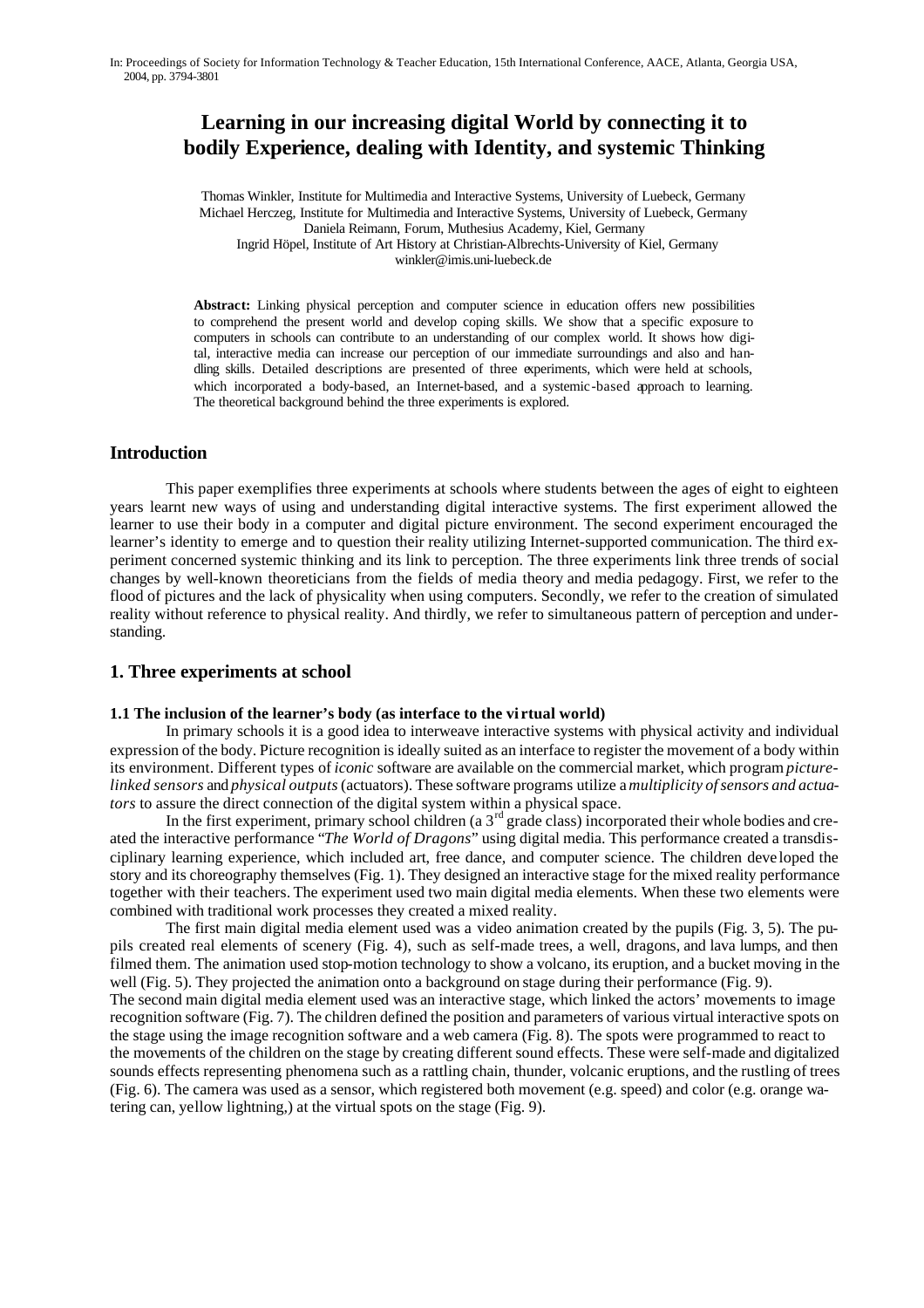In: Proceedings of Society for Information Technology & Teacher Education, 15th International Conference, AACE, Atlanta, Georgia USA, 2004, pp. 3794-3801

# Learning in our increasing digital World by connecting it to bodily Experience, dealing with Identity, and systemic Thinking

Thomas Winkler, Institute for Multimedia and Interactive Systems, University of Luebeck, Germany
Michael Herczeg, Institute for Multimedia and Interactive Systems, University of Luebeck, Germany
Daniela Reimann, Forum, Muthesius Academy, Kiel, Germany
Ingrid Höpel, Institute of Art History at Christian-Albrechts-University of Kiel, Germany
winkler@imis.uni-luebeck.de

**Abstract:** Linking physical perception and computer science in education offers new possibilities to comprehend the present world and develop coping skills. We show that a specific exposure to computers in schools can contribute to an understanding of our complex world. It shows how digital, interactive media can increase our perception of our immediate surroundings and also and handling skills. Detailed descriptions are presented of three experiments, which were held at schools, which incorporated a body-based, an Internet-based, and a systemic-based approach to learning. The theoretical background behind the three experiments is explored.

## Introduction

This paper exemplifies three experiments at schools where students between the ages of eight to eighteen years learnt new ways of using and understanding digital interactive systems. The first experiment allowed the learner to use their body in a computer and digital picture environment. The second experiment encouraged the learner's identity to emerge and to question their reality utilizing Internet-supported communication. The third experiment concerned systemic thinking and its link to perception. The three experiments link three trends of social changes by well-known theoreticians from the fields of media theory and media pedagogy. First, we refer to the flood of pictures and the lack of physicality when using computers. Secondly, we refer to the creation of simulated reality without reference to physical reality. And thirdly, we refer to simultaneous pattern of perception and understanding.

## 1. Three experiments at school

### 1.1 The inclusion of the learner's body (as interface to the virtual world)

In primary schools it is a good idea to interweave interactive systems with physical activity and individual expression of the body. Picture recognition is ideally suited as an interface to register the movement of a body within its environment. Different types of *iconic* software are available on the commercial market, which program *picture-linked sensors* and *physical outputs* (actuators). These software programs utilize a *multiplicity of sensors and actuators* to assure the direct connection of the digital system within a physical space.

In the first experiment, primary school children (a 3rd grade class) incorporated their whole bodies and created the interactive performance "*The World of Dragons*" using digital media. This performance created a transdisciplinary learning experience, which included art, free dance, and computer science. The children developed the story and its choreography themselves (Fig. 1). They designed an interactive stage for the mixed reality performance together with their teachers. The experiment used two main digital media elements. When these two elements were combined with traditional work processes they created a mixed reality.

The first main digital media element used was a video animation created by the pupils (Fig. 3, 5). The pupils created real elements of scenery (Fig. 4), such as self-made trees, a well, dragons, and lava lumps, and then filmed them. The animation used stop-motion technology to show a volcano, its eruption, and a bucket moving in the well (Fig. 5). They projected the animation onto a background on stage during their performance (Fig. 9).
The second main digital media element used was an interactive stage, which linked the actors' movements to image recognition software (Fig. 7). The children defined the position and parameters of various virtual interactive spots on the stage using the image recognition software and a web camera (Fig. 8). The spots were programmed to react to the movements of the children on the stage by creating different sound effects. These were self-made and digitalized sounds effects representing phenomena such as a rattling chain, thunder, volcanic eruptions, and the rustling of trees (Fig. 6). The camera was used as a sensor, which registered both movement (e.g. speed) and color (e.g. orange watering can, yellow lightning,) at the virtual spots on the stage (Fig. 9).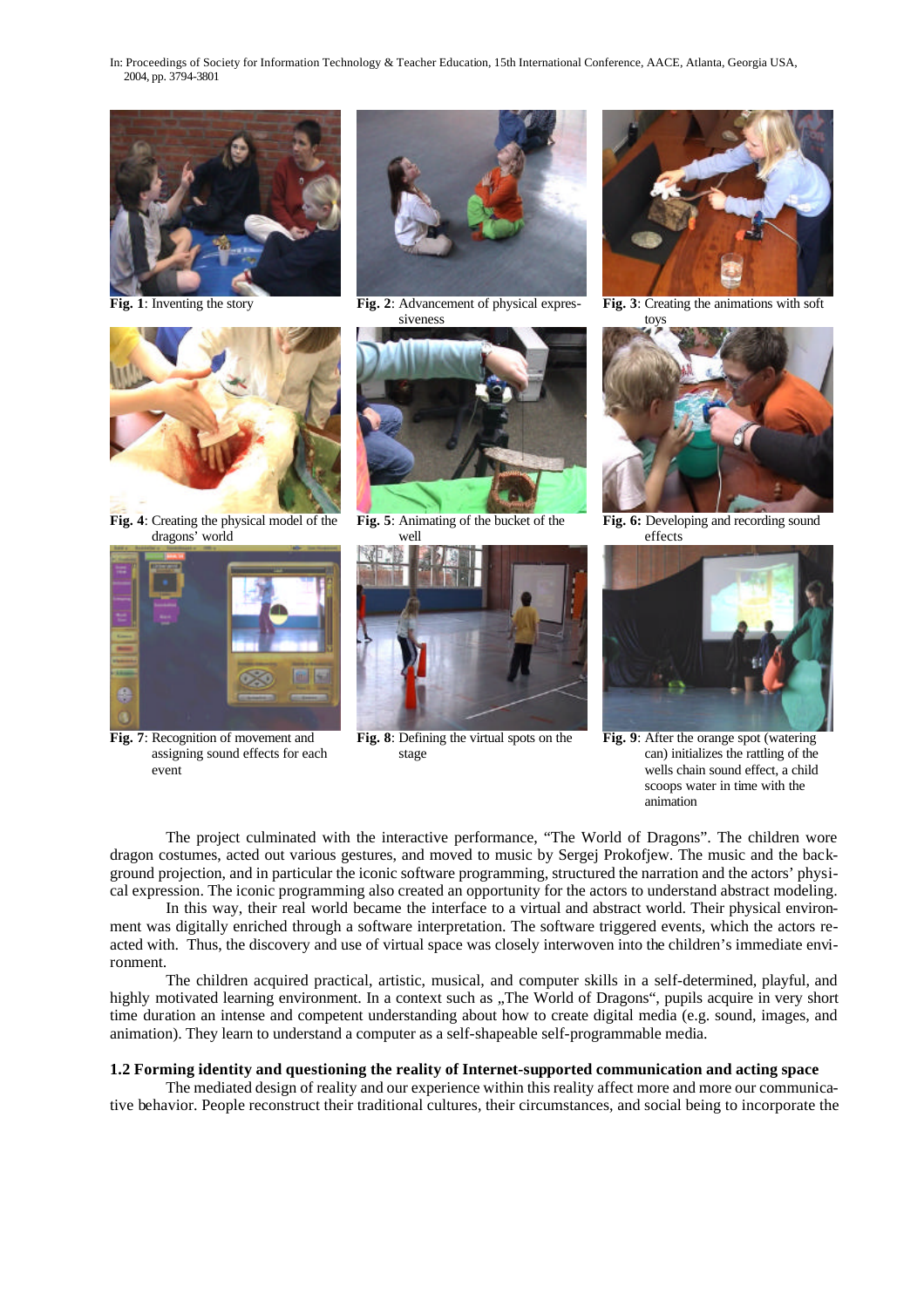**Fig. 1**: Inventing the story

**Fig. 2**: Advancement of physical expressiveness

**Fig. 3**: Creating the animations with soft toys

**Fig. 4**: Creating the physical model of the dragons' world

**Fig. 5**: Animating of the bucket of the well

**Fig. 6:** Developing and recording sound effects

**Fig. 7**: Recognition of movement and assigning sound effects for each event

**Fig. 8**: Defining the virtual spots on the stage

**Fig. 9**: After the orange spot (watering can) initializes the rattling of the wells chain sound effect, a child scoops water in time with the animation

The project culminated with the interactive performance, "The World of Dragons". The children wore dragon costumes, acted out various gestures, and moved to music by Sergej Prokofjew. The music and the background projection, and in particular the iconic software programming, structured the narration and the actors' physical expression. The iconic programming also created an opportunity for the actors to understand abstract modeling.

In this way, their real world became the interface to a virtual and abstract world. Their physical environment was digitally enriched through a software interpretation. The software triggered events, which the actors reacted with. Thus, the discovery and use of virtual space was closely interwoven into the children's immediate environment.

The children acquired practical, artistic, musical, and computer skills in a self-determined, playful, and highly motivated learning environment. In a context such as „The World of Dragons", pupils acquire in very short time duration an intense and competent understanding about how to create digital media (e.g. sound, images, and animation). They learn to understand a computer as a self-shapeable self-programmable media.

### 1.2 Forming identity and questioning the reality of Internet-supported communication and acting space

The mediated design of reality and our experience within this reality affect more and more our communicative behavior. People reconstruct their traditional cultures, their circumstances, and social being to incorporate the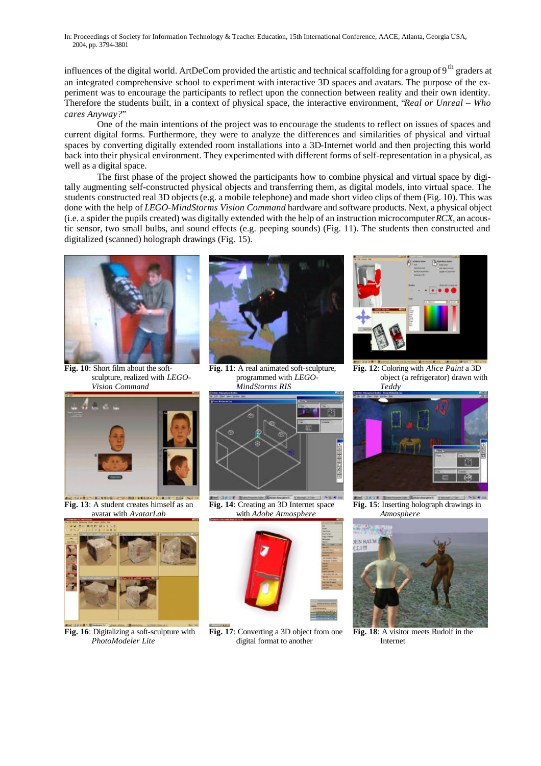influences of the digital world. ArtDeCom provided the artistic and technical scaffolding for a group of 9[th] graders at an integrated comprehensive school to experiment with interactive 3D spaces and avatars. The purpose of the experiment was to encourage the participants to reflect upon the connection between reality and their own identity. Therefore the students built, in a context of physical space, the interactive environment, "*Real or Unreal – Who cares Anyway?*"

One of the main intentions of the project was to encourage the students to reflect on issues of spaces and current digital forms. Furthermore, they were to analyze the differences and similarities of physical and virtual spaces by converting digitally extended room installations into a 3D-Internet world and then projecting this world back into their physical environment. They experimented with different forms of self-representation in a physical, as well as a digital space.

The first phase of the project showed the participants how to combine physical and virtual space by digitally augmenting self-constructed physical objects and transferring them, as digital models, into virtual space. The students constructed real 3D objects (e.g. a mobile telephone) and made short video clips of them (Fig. 10). This was done with the help of *LEGO-MindStorms Vision Command* hardware and software products. Next, a physical object (i.e. a spider the pupils created) was digitally extended with the help of an instruction microcomputer *RCX*, an acoustic sensor, two small bulbs, and sound effects (e.g. peeping sounds) (Fig. 11). The students then constructed and digitalized (scanned) holograph drawings (Fig. 15).

**Fig. 10**: Short film about the soft-sculpture, realized with *LEGO-Vision Command*

**Fig. 11**: A real animated soft-sculpture, programmed with *LEGO-MindStorms RIS*

**Fig. 12**: Coloring with *Alice Paint* a 3D object (a refrigerator) drawn with *Teddy*

**Fig. 13**: A student creates himself as an avatar with *AvatarLab*

**Fig. 14**: Creating an 3D Internet space with *Adobe Atmosphere*

**Fig. 15**: Inserting holograph drawings in *Atmosphere*

**Fig. 16**: Digitalizing a soft-sculpture with *PhotoModeler Lite*

**Fig. 17**: Converting a 3D object from one digital format to another

**Fig. 18**: A visitor meets Rudolf in the Internet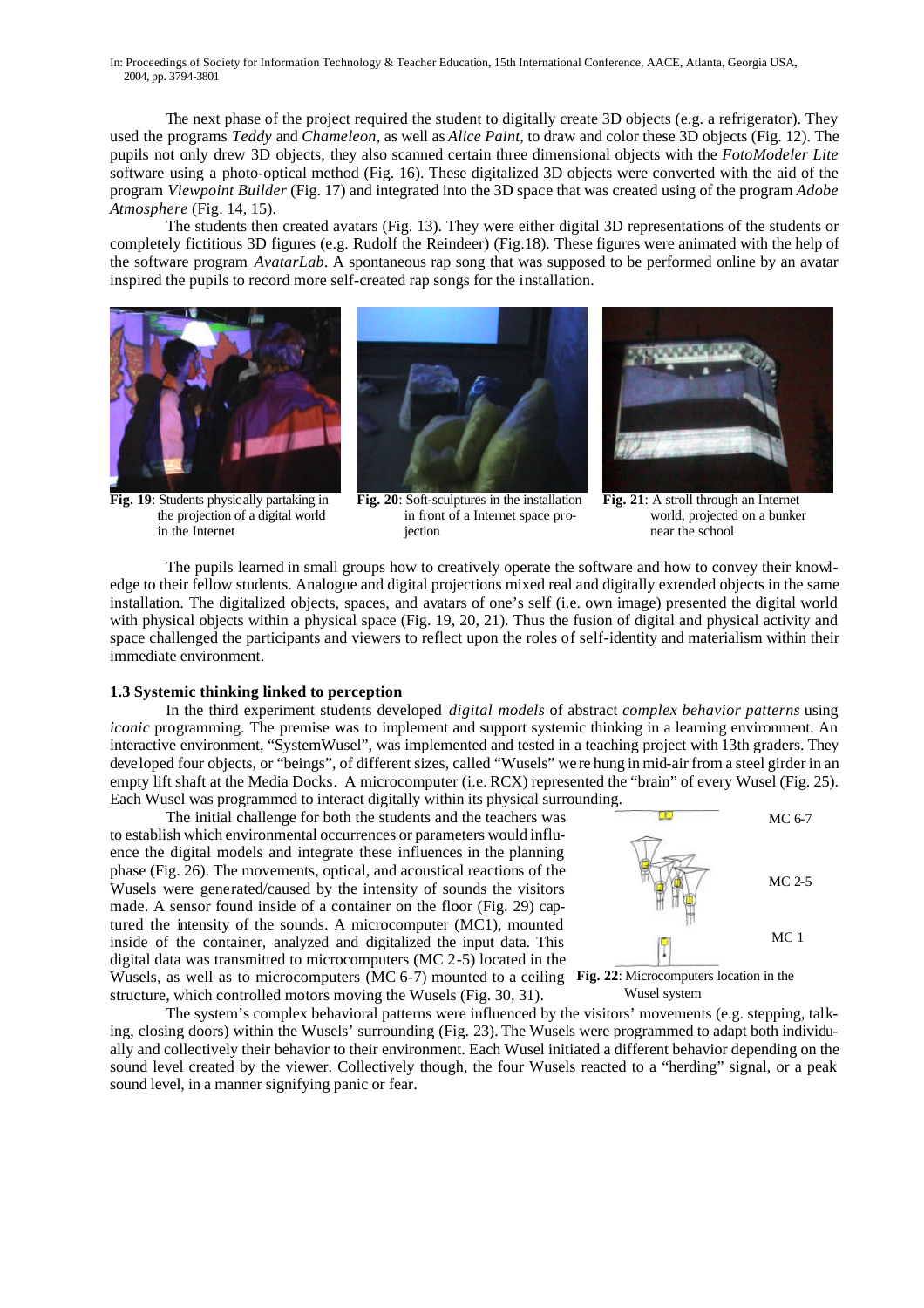The next phase of the project required the student to digitally create 3D objects (e.g. a refrigerator). They used the programs *Teddy* and *Chameleon*, as well as *Alice Paint*, to draw and color these 3D objects (Fig. 12). The pupils not only drew 3D objects, they also scanned certain three dimensional objects with the *FotoModeler Lite* software using a photo-optical method (Fig. 16). These digitalized 3D objects were converted with the aid of the program *Viewpoint Builder* (Fig. 17) and integrated into the 3D space that was created using of the program *Adobe Atmosphere* (Fig. 14, 15).

The students then created avatars (Fig. 13). They were either digital 3D representations of the students or completely fictitious 3D figures (e.g. Rudolf the Reindeer) (Fig.18). These figures were animated with the help of the software program *AvatarLab*. A spontaneous rap song that was supposed to be performed online by an avatar inspired the pupils to record more self-created rap songs for the installation.

**Fig. 19**: Students physically partaking in the projection of a digital world in the Internet

**Fig. 20**: Soft-sculptures in the installation in front of a Internet space projection

**Fig. 21**: A stroll through an Internet world, projected on a bunker near the school

The pupils learned in small groups how to creatively operate the software and how to convey their knowledge to their fellow students. Analogue and digital projections mixed real and digitally extended objects in the same installation. The digitalized objects, spaces, and avatars of one's self (i.e. own image) presented the digital world with physical objects within a physical space (Fig. 19, 20, 21). Thus the fusion of digital and physical activity and space challenged the participants and viewers to reflect upon the roles of self-identity and materialism within their immediate environment.

### 1.3 Systemic thinking linked to perception

In the third experiment students developed *digital models* of abstract *complex behavior patterns* using *iconic* programming. The premise was to implement and support systemic thinking in a learning environment. An interactive environment, "SystemWusel", was implemented and tested in a teaching project with 13th graders. They developed four objects, or "beings", of different sizes, called "Wusels" were hung in mid-air from a steel girder in an empty lift shaft at the Media Docks. A microcomputer (i.e. RCX) represented the "brain" of every Wusel (Fig. 25). Each Wusel was programmed to interact digitally within its physical surrounding.

The initial challenge for both the students and the teachers was to establish which environmental occurrences or parameters would influence the digital models and integrate these influences in the planning phase (Fig. 26). The movements, optical, and acoustical reactions of the Wusels were generated/caused by the intensity of sounds the visitors made. A sensor found inside of a container on the floor (Fig. 29) captured the intensity of the sounds. A microcomputer (MC1), mounted inside of the container, analyzed and digitalized the input data. This digital data was transmitted to microcomputers (MC 2-5) located in the Wusels, as well as to microcomputers (MC 6-7) mounted to a ceiling structure, which controlled motors moving the Wusels (Fig. 30, 31).

MC 6-7

MC 2-5

MC 1

**Fig. 22**: Microcomputers location in the Wusel system

The system's complex behavioral patterns were influenced by the visitors' movements (e.g. stepping, talking, closing doors) within the Wusels' surrounding (Fig. 23). The Wusels were programmed to adapt both individually and collectively their behavior to their environment. Each Wusel initiated a different behavior depending on the sound level created by the viewer. Collectively though, the four Wusels reacted to a "herding" signal, or a peak sound level, in a manner signifying panic or fear.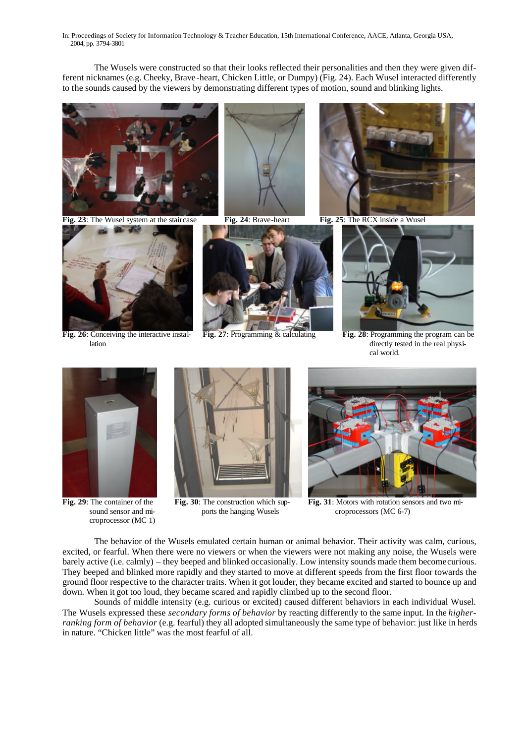The Wusels were constructed so that their looks reflected their personalities and then they were given different nicknames (e.g. Cheeky, Brave-heart, Chicken Little, or Dumpy) (Fig. 24). Each Wusel interacted differently to the sounds caused by the viewers by demonstrating different types of motion, sound and blinking lights.

**Fig. 23**: The Wusel system at the staircase

**Fig. 24**: Brave-heart

**Fig. 25**: The RCX inside a Wusel

**Fig. 26**: Conceiving the interactive installation

**Fig. 27**: Programming & calculating

**Fig. 28**: Programming the program can be directly tested in the real physical world.

**Fig. 29**: The container of the sound sensor and microprocessor (MC 1)

**Fig. 30**: The construction which supports the hanging Wusels

**Fig. 31**: Motors with rotation sensors and two microprocessors (MC 6-7)

The behavior of the Wusels emulated certain human or animal behavior. Their activity was calm, curious, excited, or fearful. When there were no viewers or when the viewers were not making any noise, the Wusels were barely active (i.e. calmly) – they beeped and blinked occasionally. Low intensity sounds made them become curious. They beeped and blinked more rapidly and they started to move at different speeds from the first floor towards the ground floor respective to the character traits. When it got louder, they became excited and started to bounce up and down. When it got too loud, they became scared and rapidly climbed up to the second floor.

Sounds of middle intensity (e.g. curious or excited) caused different behaviors in each individual Wusel. The Wusels expressed these *secondary forms of behavior* by reacting differently to the same input. In the *higher-ranking form of behavior* (e.g. fearful) they all adopted simultaneously the same type of behavior: just like in herds in nature. "Chicken little" was the most fearful of all.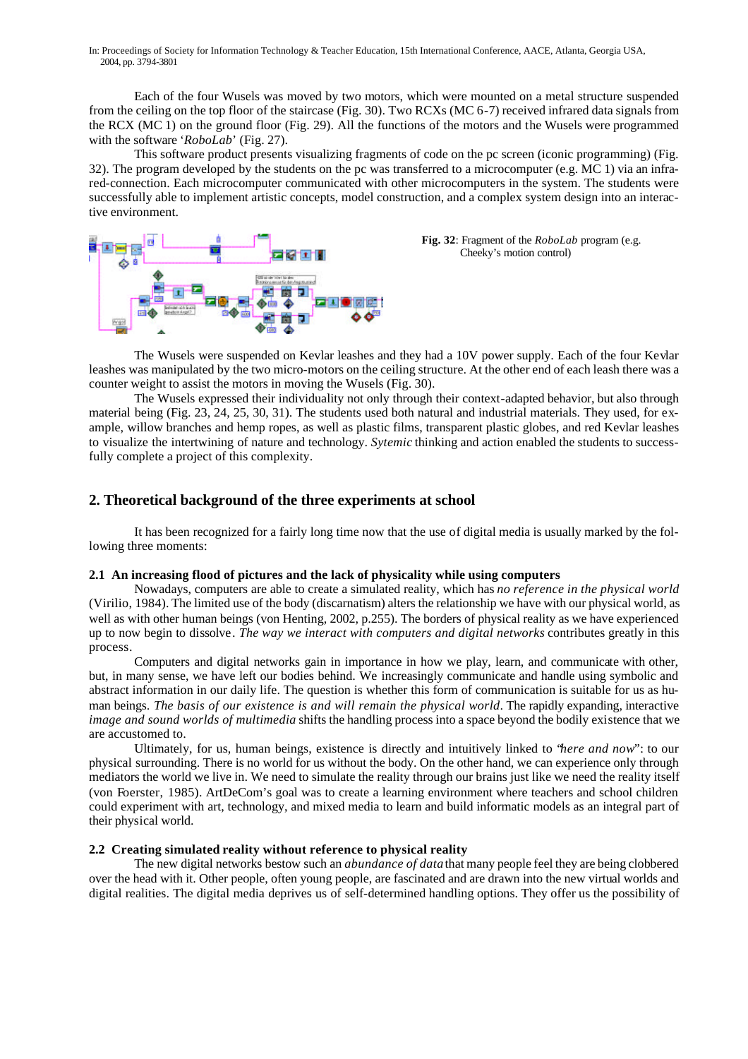Each of the four Wusels was moved by two motors, which were mounted on a metal structure suspended from the ceiling on the top floor of the staircase (Fig. 30). Two RCXs (MC 6-7) received infrared data signals from the RCX (MC 1) on the ground floor (Fig. 29). All the functions of the motors and the Wusels were programmed with the software '*RoboLab*' (Fig. 27).

This software product presents visualizing fragments of code on the pc screen (iconic programming) (Fig. 32). The program developed by the students on the pc was transferred to a microcomputer (e.g. MC 1) via an infrared-connection. Each microcomputer communicated with other microcomputers in the system. The students were successfully able to implement artistic concepts, model construction, and a complex system design into an interactive environment.

**Fig. 32**: Fragment of the *RoboLab* program (e.g. Cheeky's motion control)

The Wusels were suspended on Kevlar leashes and they had a 10V power supply. Each of the four Kevlar leashes was manipulated by the two micro-motors on the ceiling structure. At the other end of each leash there was a counter weight to assist the motors in moving the Wusels (Fig. 30).

The Wusels expressed their individuality not only through their context-adapted behavior, but also through material being (Fig. 23, 24, 25, 30, 31). The students used both natural and industrial materials. They used, for example, willow branches and hemp ropes, as well as plastic films, transparent plastic globes, and red Kevlar leashes to visualize the intertwining of nature and technology. *Sytemic* thinking and action enabled the students to successfully complete a project of this complexity.

## 2. Theoretical background of the three experiments at school

It has been recognized for a fairly long time now that the use of digital media is usually marked by the following three moments:

### 2.1 An increasing flood of pictures and the lack of physicality while using computers

Nowadays, computers are able to create a simulated reality, which has *no reference in the physical world* (Virilio, 1984). The limited use of the body (discarnatism) alters the relationship we have with our physical world, as well as with other human beings (von Henting, 2002, p.255). The borders of physical reality as we have experienced up to now begin to dissolve. *The way we interact with computers and digital networks* contributes greatly in this process.

Computers and digital networks gain in importance in how we play, learn, and communicate with other, but, in many sense, we have left our bodies behind. We increasingly communicate and handle using symbolic and abstract information in our daily life. The question is whether this form of communication is suitable for us as human beings. *The basis of our existence is and will remain the physical world*. The rapidly expanding, interactive *image and sound worlds of multimedia* shifts the handling process into a space beyond the bodily existence that we are accustomed to.

Ultimately, for us, human beings, existence is directly and intuitively linked to "*here and now*": to our physical surrounding. There is no world for us without the body. On the other hand, we can experience only through mediators the world we live in. We need to simulate the reality through our brains just like we need the reality itself (von Foerster, 1985). ArtDeCom's goal was to create a learning environment where teachers and school children could experiment with art, technology, and mixed media to learn and build informatic models as an integral part of their physical world.

### 2.2 Creating simulated reality without reference to physical reality

The new digital networks bestow such an *abundance of data* that many people feel they are being clobbered over the head with it. Other people, often young people, are fascinated and are drawn into the new virtual worlds and digital realities. The digital media deprives us of self-determined handling options. They offer us the possibility of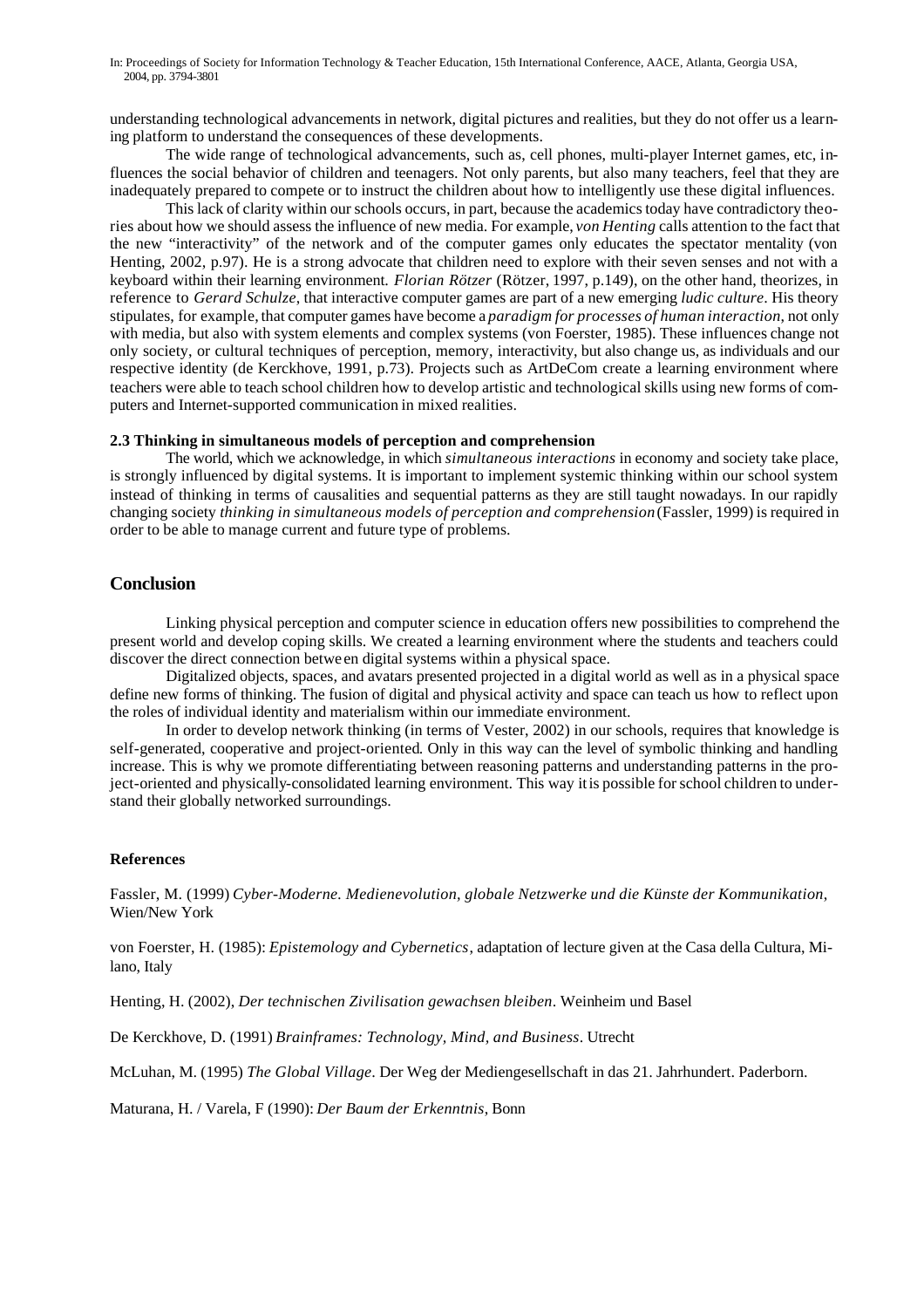understanding technological advancements in network, digital pictures and realities, but they do not offer us a learning platform to understand the consequences of these developments.

The wide range of technological advancements, such as, cell phones, multi-player Internet games, etc, influences the social behavior of children and teenagers. Not only parents, but also many teachers, feel that they are inadequately prepared to compete or to instruct the children about how to intelligently use these digital influences.

This lack of clarity within our schools occurs, in part, because the academics today have contradictory theories about how we should assess the influence of new media. For example, *von Henting* calls attention to the fact that the new "interactivity" of the network and of the computer games only educates the spectator mentality (von Henting, 2002, p.97). He is a strong advocate that children need to explore with their seven senses and not with a keyboard within their learning environment. *Florian Rötzer* (Rötzer, 1997, p.149), on the other hand, theorizes, in reference to *Gerard Schulze*, that interactive computer games are part of a new emerging *ludic culture*. His theory stipulates, for example, that computer games have become a *paradigm for processes of human interaction*, not only with media, but also with system elements and complex systems (von Foerster, 1985). These influences change not only society, or cultural techniques of perception, memory, interactivity, but also change us, as individuals and our respective identity (de Kerckhove, 1991, p.73). Projects such as ArtDeCom create a learning environment where teachers were able to teach school children how to develop artistic and technological skills using new forms of computers and Internet-supported communication in mixed realities.

### 2.3 Thinking in simultaneous models of perception and comprehension

The world, which we acknowledge, in which *simultaneous interactions* in economy and society take place, is strongly influenced by digital systems. It is important to implement systemic thinking within our school system instead of thinking in terms of causalities and sequential patterns as they are still taught nowadays. In our rapidly changing society *thinking in simultaneous models of perception and comprehension* (Fassler, 1999) is required in order to be able to manage current and future type of problems.

## Conclusion

Linking physical perception and computer science in education offers new possibilities to comprehend the present world and develop coping skills. We created a learning environment where the students and teachers could discover the direct connection between digital systems within a physical space.

Digitalized objects, spaces, and avatars presented projected in a digital world as well as in a physical space define new forms of thinking. The fusion of digital and physical activity and space can teach us how to reflect upon the roles of individual identity and materialism within our immediate environment.

In order to develop network thinking (in terms of Vester, 2002) in our schools, requires that knowledge is self-generated, cooperative and project-oriented. Only in this way can the level of symbolic thinking and handling increase. This is why we promote differentiating between reasoning patterns and understanding patterns in the project-oriented and physically-consolidated learning environment. This way it is possible for school children to understand their globally networked surroundings.

### References

Fassler, M. (1999) *Cyber-Moderne. Medienevolution, globale Netzwerke und die Künste der Kommunikation*, Wien/New York

von Foerster, H. (1985): *Epistemology and Cybernetics*, adaptation of lecture given at the Casa della Cultura, Milano, Italy

Henting, H. (2002), *Der technischen Zivilisation gewachsen bleiben*. Weinheim und Basel

De Kerckhove, D. (1991) *Brainframes: Technology, Mind, and Business*. Utrecht

McLuhan, M. (1995) *The Global Village*. Der Weg der Mediengesellschaft in das 21. Jahrhundert. Paderborn.

Maturana, H. / Varela, F (1990): *Der Baum der Erkenntnis*, Bonn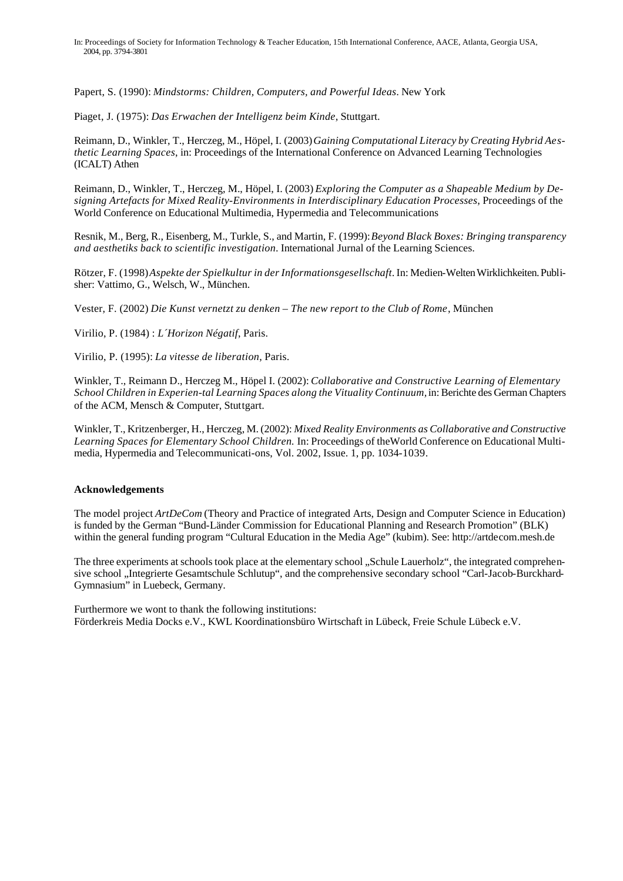Papert, S. (1990): *Mindstorms: Children, Computers, and Powerful Ideas*. New York

Piaget, J. (1975): *Das Erwachen der Intelligenz beim Kinde*, Stuttgart.

Reimann, D., Winkler, T., Herczeg, M., Höpel, I. (2003) *Gaining Computational Literacy by Creating Hybrid Aesthetic Learning Spaces*, in: Proceedings of the International Conference on Advanced Learning Technologies (ICALT) Athen

Reimann, D., Winkler, T., Herczeg, M., Höpel, I. (2003) *Exploring the Computer as a Shapeable Medium by Designing Artefacts for Mixed Reality-Environments in Interdisciplinary Education Processes*, Proceedings of the World Conference on Educational Multimedia, Hypermedia and Telecommunications

Resnik, M., Berg, R., Eisenberg, M., Turkle, S., and Martin, F. (1999): *Beyond Black Boxes: Bringing transparency and aesthetiks back to scientific investigation*. International Jurnal of the Learning Sciences.

Rötzer, F. (1998) *Aspekte der Spielkultur in der Informationsgesellschaft*. In: Medien-Welten Wirklichkeiten. Publisher: Vattimo, G., Welsch, W., München.

Vester, F. (2002) *Die Kunst vernetzt zu denken – The new report to the Club of Rome*, München

Virilio, P. (1984) : *L´Horizon Négatif*, Paris.

Virilio, P. (1995): *La vitesse de liberation*, Paris.

Winkler, T., Reimann D., Herczeg M., Höpel I. (2002): *Collaborative and Constructive Learning of Elementary School Children in Experien-tal Learning Spaces along the Vituality Continuum*, in: Berichte des German Chapters of the ACM, Mensch & Computer, Stuttgart.

Winkler, T., Kritzenberger, H., Herczeg, M. (2002): *Mixed Reality Environments as Collaborative and Constructive Learning Spaces for Elementary School Children.* In: Proceedings of theWorld Conference on Educational Multimedia, Hypermedia and Telecommunicati-ons, Vol. 2002, Issue. 1, pp. 1034-1039.

**Acknowledgements**

The model project *ArtDeCom* (Theory and Practice of integrated Arts, Design and Computer Science in Education) is funded by the German "Bund-Länder Commission for Educational Planning and Research Promotion" (BLK) within the general funding program "Cultural Education in the Media Age" (kubim). See: http://artdecom.mesh.de

The three experiments at schools took place at the elementary school „Schule Lauerholz", the integrated comprehensive school „Integrierte Gesamtschule Schlutup", and the comprehensive secondary school "Carl-Jacob-Burckhard-Gymnasium" in Luebeck, Germany.

Furthermore we wont to thank the following institutions:
Förderkreis Media Docks e.V., KWL Koordinationsbüro Wirtschaft in Lübeck, Freie Schule Lübeck e.V.